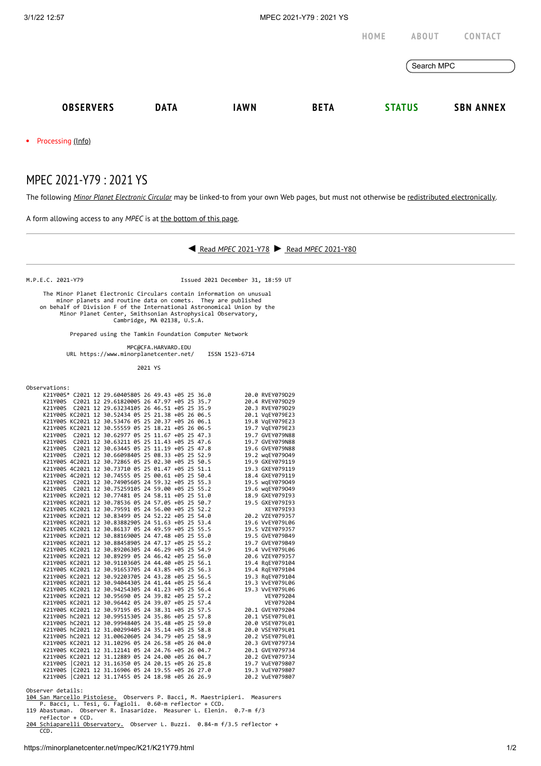HOME ABOUT CONTACT

Search MPC

**OBSERVERS** **DATA** **IAWN** **BETA** **STATUS** **SBN ANNEX**

- Processing (Info)

# MPEC 2021-Y79 : 2021 YS

The following *Minor Planet Electronic Circular* may be linked-to from your own Web pages, but must not otherwise be redistributed electronically.

A form allowing access to any *MPEC* is at the bottom of this page.

◀ Read *MPEC* 2021-Y78 ▶ Read *MPEC* 2021-Y80

```
M.P.E.C. 2021-Y79                              Issued 2021 December 31, 18:59 UT

     The Minor Planet Electronic Circulars contain information on unusual
         minor planets and routine data on comets.  They are published
    on behalf of Division F of the International Astronomical Union by the
          Minor Planet Center, Smithsonian Astrophysical Observatory,
                          Cambridge, MA 02138, U.S.A.

                    Prepared using the Tamkin Foundation Computer Network

                                  MPC@CFA.HARVARD.EDU
           URL https://www.minorplanetcenter.net/     ISSN 1523-6714

                                    2021 YS

Observations:
     K21Y00S* C2021 12 29.60405805 26 49.43 +05 25 36.0          20.0 RVEY079D29
     K21Y00S  C2021 12 29.61820005 26 47.97 +05 25 35.7          20.4 RVEY079D29
     K21Y00S  C2021 12 29.63234105 26 46.51 +05 25 35.9          20.3 RVEY079D29
     K21Y00S KC2021 12 30.52434 05 25 21.38 +05 26 06.5          20.1 VqEY079E23
     K21Y00S KC2021 12 30.53476 05 25 20.37 +05 26 06.1          19.8 VqEY079E23
     K21Y00S KC2021 12 30.55559 05 25 18.21 +05 26 06.5          19.7 VqEY079E23
     K21Y00S  C2021 12 30.62977 05 25 11.67 +05 25 47.3          19.7 GVEY079N88
     K21Y00S  C2021 12 30.63211 05 25 11.43 +05 25 47.6          19.7 GVEY079N88
     K21Y00S  C2021 12 30.63445 05 25 11.19 +05 25 47.8          19.6 GVEY079N88
     K21Y00S  C2021 12 30.66098405 25 08.33 +05 25 52.9          19.2 wqEY079049
     K21Y00S 4C2021 12 30.72865 05 25 02.30 +05 25 50.5          19.9 GXEY079119
     K21Y00S 4C2021 12 30.73710 05 25 01.47 +05 25 51.1          19.3 GXEY079119
     K21Y00S 4C2021 12 30.74555 05 25 00.61 +05 25 50.4          18.4 GXEY079119
     K21Y00S  C2021 12 30.74905605 24 59.32 +05 25 55.3          19.5 wqEY079049
     K21Y00S  C2021 12 30.75259105 24 59.00 +05 25 55.2          19.6 wqEY079049
     K21Y00S KC2021 12 30.77481 05 24 58.11 +05 25 51.0          18.9 GXEY079I93
     K21Y00S KC2021 12 30.78536 05 24 57.05 +05 25 50.7          19.5 GXEY079I93
     K21Y00S KC2021 12 30.79591 05 24 56.00 +05 25 52.2               XEY079I93
     K21Y00S KC2021 12 30.83499 05 24 52.22 +05 25 54.0          20.2 VZEY079J57
     K21Y00S KC2021 12 30.83882905 24 51.63 +05 25 53.4          19.6 VvEY079L06
     K21Y00S KC2021 12 30.86137 05 24 49.59 +05 25 55.5          19.5 VZEY079J57
     K21Y00S KC2021 12 30.88169005 24 47.48 +05 25 55.0          19.5 GVEY079B49
     K21Y00S KC2021 12 30.88458905 24 47.17 +05 25 55.2          19.7 GVEY079B49
     K21Y00S KC2021 12 30.89206305 24 46.29 +05 25 54.9          19.4 VvEY079L06
     K21Y00S KC2021 12 30.89299 05 24 46.42 +05 25 56.0          20.6 VZEY079J57
     K21Y00S KC2021 12 30.91103605 24 44.40 +05 25 56.1          19.4 RqEY079104
     K21Y00S KC2021 12 30.91653705 24 43.85 +05 25 56.3          19.4 RqEY079104
     K21Y00S KC2021 12 30.92203705 24 43.28 +05 25 56.5          19.3 RqEY079104
     K21Y00S KC2021 12 30.94044305 24 41.44 +05 25 56.4          19.3 VvEY079L06
     K21Y00S KC2021 12 30.94254305 24 41.23 +05 25 56.4          19.3 VvEY079L06
     K21Y00S KC2021 12 30.95690 05 24 39.82 +05 25 57.2               VEY079204
     K21Y00S KC2021 12 30.96442 05 24 39.07 +05 25 57.4               VEY079204
     K21Y00S KC2021 12 30.97195 05 24 38.31 +05 25 57.5          20.1 GVEY079204
     K21Y00S hC2021 12 30.99515305 24 35.86 +05 25 57.8          20.1 VSEY079L01
     K21Y00S hC2021 12 30.99948405 24 35.48 +05 25 59.0          20.0 VSEY079L01
     K21Y00S hC2021 12 31.00299405 24 35.14 +05 25 58.8          20.0 VSEY079L01
     K21Y00S hC2021 12 31.00620605 24 34.79 +05 25 58.9          20.2 VSEY079L01
     K21Y00S KC2021 12 31.10296 05 24 26.58 +05 26 04.0          20.3 GVEY079734
     K21Y00S KC2021 12 31.12141 05 24 24.76 +05 26 04.7          20.1 GVEY079734
     K21Y00S KC2021 12 31.12889 05 24 24.00 +05 26 04.7          20.2 GVEY079734
     K21Y00S |C2021 12 31.16350 05 24 20.15 +05 26 25.8          19.7 VuEY079807
     K21Y00S |C2021 12 31.16906 05 24 19.55 +05 26 27.0          19.3 VuEY079807
     K21Y00S |C2021 12 31.17455 05 24 18.98 +05 26 26.9          20.2 VuEY079807

Observer details:
104 San Marcello Pistoiese.  Observers P. Bacci, M. Maestripieri.  Measurers
    P. Bacci, L. Tesi, G. Fagioli.  0.60-m reflector + CCD.
119 Abastuman.  Observer R. Inasaridze.  Measurer L. Elenin.  0.7-m f/3
    reflector + CCD.
204 Schiaparelli Observatory.  Observer L. Buzzi.  0.84-m f/3.5 reflector +
    CCD.
```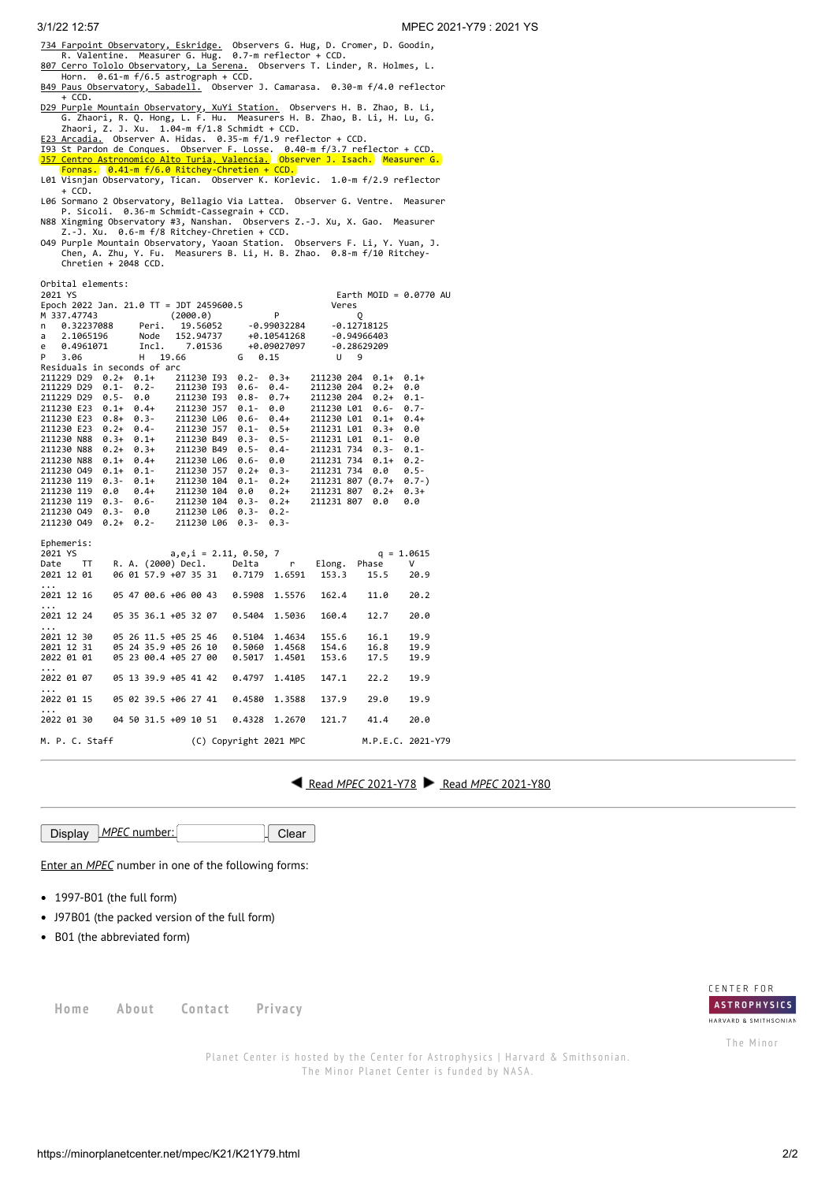734 Farpoint Observatory, Eskridge. Observers G. Hug, D. Cromer, D. Goodin, R. Valentine. Measurer G. Hug. 0.7-m reflector + CCD.
807 Cerro Tololo Observatory, La Serena. Observers T. Linder, R. Holmes, L. Horn. 0.61-m f/6.5 astrograph + CCD.
B49 Paus Observatory, Sabadell. Observer J. Camarasa. 0.30-m f/4.0 reflector + CCD.
D29 Purple Mountain Observatory, XuYi Station. Observers H. B. Zhao, B. Li, G. Zhaori, R. Q. Hong, L. F. Hu. Measurers H. B. Zhao, B. Li, H. Lu, G. Zhaori, Z. J. Xu. 1.04-m f/1.8 Schmidt + CCD.
E23 Arcadia. Observer A. Hidas. 0.35-m f/1.9 reflector + CCD.
I93 St Pardon de Conques. Observer F. Losse. 0.40-m f/3.7 reflector + CCD.
J57 Centro Astronomico Alto Turia, Valencia. Observer J. Isach. Measurer G. Fornas. 0.41-m f/6.0 Ritchey-Chretien + CCD.
L01 Visnjan Observatory, Tican. Observer K. Korlevic. 1.0-m f/2.9 reflector + CCD.
L06 Sormano 2 Observatory, Bellagio Via Lattea. Observer G. Ventre. Measurer P. Sicoli. 0.36-m Schmidt-Cassegrain + CCD.
N88 Xingming Observatory #3, Nanshan. Observers Z.-J. Xu, X. Gao. Measurer Z.-J. Xu. 0.6-m f/8 Ritchey-Chretien + CCD.
O49 Purple Mountain Observatory, Yaoan Station. Observers F. Li, Y. Yuan, J. Chen, A. Zhu, Y. Fu. Measurers B. Li, H. B. Zhao. 0.8-m f/10 Ritchey-Chretien + 2048 CCD.

```
Orbital elements:
2021 YS                                                 Earth MOID = 0.0770 AU
Epoch 2022 Jan. 21.0 TT = JDT 2459600.5                 Veres
M 337.47743              (2000.0)            P               Q
n   0.32237088     Peri.   19.56052     -0.99032284     -0.12718125
a   2.1065196      Node   152.94737     +0.10541268     -0.94966403
e   0.4961071      Incl.    7.01536     +0.09027097     -0.28629209
P   3.06           H   19.66          G   0.15           U   9
Residuals in seconds of arc
211229 D29  0.2+  0.1+     211230 I93  0.2-  0.3+     211230 204  0.1+  0.1+
211229 D29  0.1-  0.2-     211230 I93  0.6-  0.4-     211230 204  0.2+  0.0
211229 D29  0.5-  0.0      211230 I93  0.8-  0.7+     211230 204  0.2+  0.1-
211230 E23  0.1+  0.4+     211230 J57  0.1-  0.0      211230 L01  0.6-  0.7-
211230 E23  0.8+  0.3-     211230 L06  0.6-  0.4+     211230 L01  0.1+  0.4+
211230 E23  0.2+  0.4-     211230 J57  0.1-  0.5+     211231 L01  0.3+  0.0
211230 N88  0.3+  0.1+     211230 B49  0.3-  0.5-     211231 L01  0.1-  0.0
211230 N88  0.2+  0.3+     211230 B49  0.5-  0.4-     211231 734  0.3-  0.1-
211230 N88  0.1+  0.4+     211230 L06  0.6-  0.0      211231 734  0.1+  0.2-
211230 O49  0.1+  0.1-     211230 J57  0.2+  0.3-     211231 734  0.0   0.5-
211230 119  0.3-  0.1+     211230 104  0.1-  0.2+     211231 807 (0.7+  0.7-)
211230 119  0.0   0.4+     211230 104  0.0   0.2+     211231 807  0.2+  0.3+
211230 119  0.3-  0.6-     211230 104  0.3-  0.2+     211231 807  0.0   0.0
211230 O49  0.3-  0.0      211230 L06  0.3-  0.2-
211230 O49  0.2+  0.2-     211230 L06  0.3-  0.3-

Ephemeris:
2021 YS                 a,e,i = 2.11, 0.50, 7                  q = 1.0615
Date    TT     R. A. (2000) Decl.     Delta      r     Elong.  Phase     V
2021 12 01     06 01 57.9 +07 35 31   0.7179  1.6591   153.3    15.5    20.9
...
2021 12 16     05 47 00.6 +06 00 43   0.5908  1.5576   162.4    11.0    20.2
...
2021 12 24     05 35 36.1 +05 32 07   0.5404  1.5036   160.4    12.7    20.0
...
2021 12 30     05 26 11.5 +05 25 46   0.5104  1.4634   155.6    16.1    19.9
2021 12 31     05 24 35.9 +05 26 10   0.5060  1.4568   154.6    16.8    19.9
2022 01 01     05 23 00.4 +05 27 00   0.5017  1.4501   153.6    17.5    19.9
...
2022 01 07     05 13 39.9 +05 41 42   0.4797  1.4105   147.1    22.2    19.9
...
2022 01 15     05 02 39.5 +06 27 41   0.4580  1.3588   137.9    29.0    19.9
...
2022 01 30     04 50 31.5 +09 10 51   0.4328  1.2670   121.7    41.4    20.0

M. P. C. Staff              (C) Copyright 2021 MPC          M.P.E.C. 2021-Y79
```

◀ Read *MPEC* 2021-Y78 ▶ Read *MPEC* 2021-Y80

Display *MPEC* number: Clear

Enter an *MPEC* number in one of the following forms:

- 1997-B01 (the full form)
- J97B01 (the packed version of the full form)
- B01 (the abbreviated form)

Home About Contact Privacy

CENTER FOR ASTROPHYSICS HARVARD & SMITHSONIAN

The Minor Planet Center is hosted by the Center for Astrophysics | Harvard & Smithsonian.
The Minor Planet Center is funded by NASA.